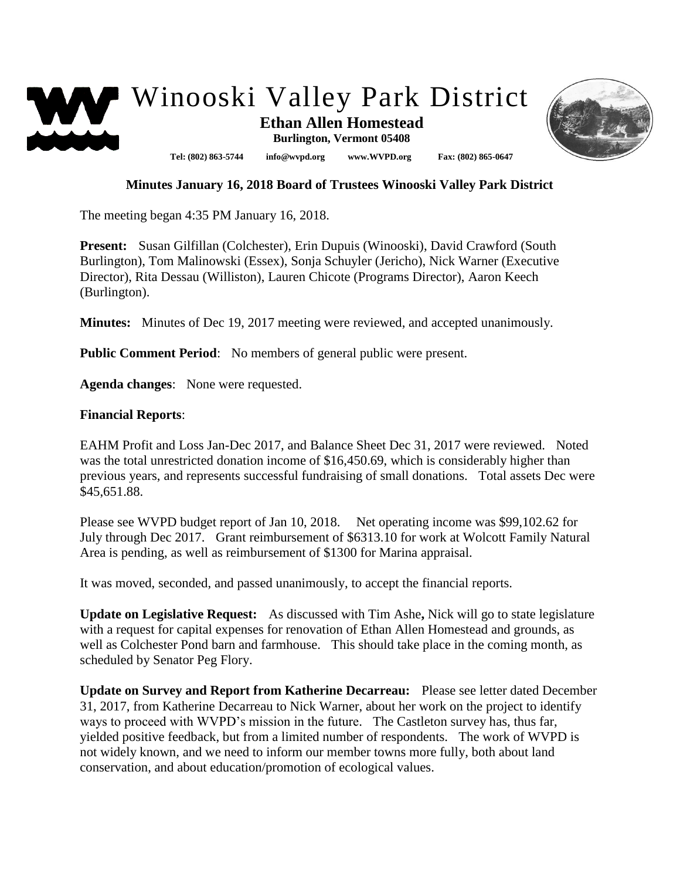# Winooski Valley Park District

**Ethan Allen Homestead**
**Burlington, Vermont 05408**

**Tel: (802) 863-5744 info@wvpd.org www.WVPD.org Fax: (802) 865-0647**

## Minutes January 16, 2018 Board of Trustees Winooski Valley Park District

The meeting began 4:35 PM January 16, 2018.

**Present:** Susan Gilfillan (Colchester), Erin Dupuis (Winooski), David Crawford (South Burlington), Tom Malinowski (Essex), Sonja Schuyler (Jericho), Nick Warner (Executive Director), Rita Dessau (Williston), Lauren Chicote (Programs Director), Aaron Keech (Burlington).

**Minutes:** Minutes of Dec 19, 2017 meeting were reviewed, and accepted unanimously.

**Public Comment Period**: No members of general public were present.

**Agenda changes**: None were requested.

**Financial Reports**:

EAHM Profit and Loss Jan-Dec 2017, and Balance Sheet Dec 31, 2017 were reviewed. Noted was the total unrestricted donation income of $16,450.69, which is considerably higher than previous years, and represents successful fundraising of small donations. Total assets Dec were $45,651.88.

Please see WVPD budget report of Jan 10, 2018. Net operating income was $99,102.62 for July through Dec 2017. Grant reimbursement of $6313.10 for work at Wolcott Family Natural Area is pending, as well as reimbursement of $1300 for Marina appraisal.

It was moved, seconded, and passed unanimously, to accept the financial reports.

**Update on Legislative Request:** As discussed with Tim Ashe**,** Nick will go to state legislature with a request for capital expenses for renovation of Ethan Allen Homestead and grounds, as well as Colchester Pond barn and farmhouse. This should take place in the coming month, as scheduled by Senator Peg Flory.

**Update on Survey and Report from Katherine Decarreau:** Please see letter dated December 31, 2017, from Katherine Decarreau to Nick Warner, about her work on the project to identify ways to proceed with WVPD's mission in the future. The Castleton survey has, thus far, yielded positive feedback, but from a limited number of respondents. The work of WVPD is not widely known, and we need to inform our member towns more fully, both about land conservation, and about education/promotion of ecological values.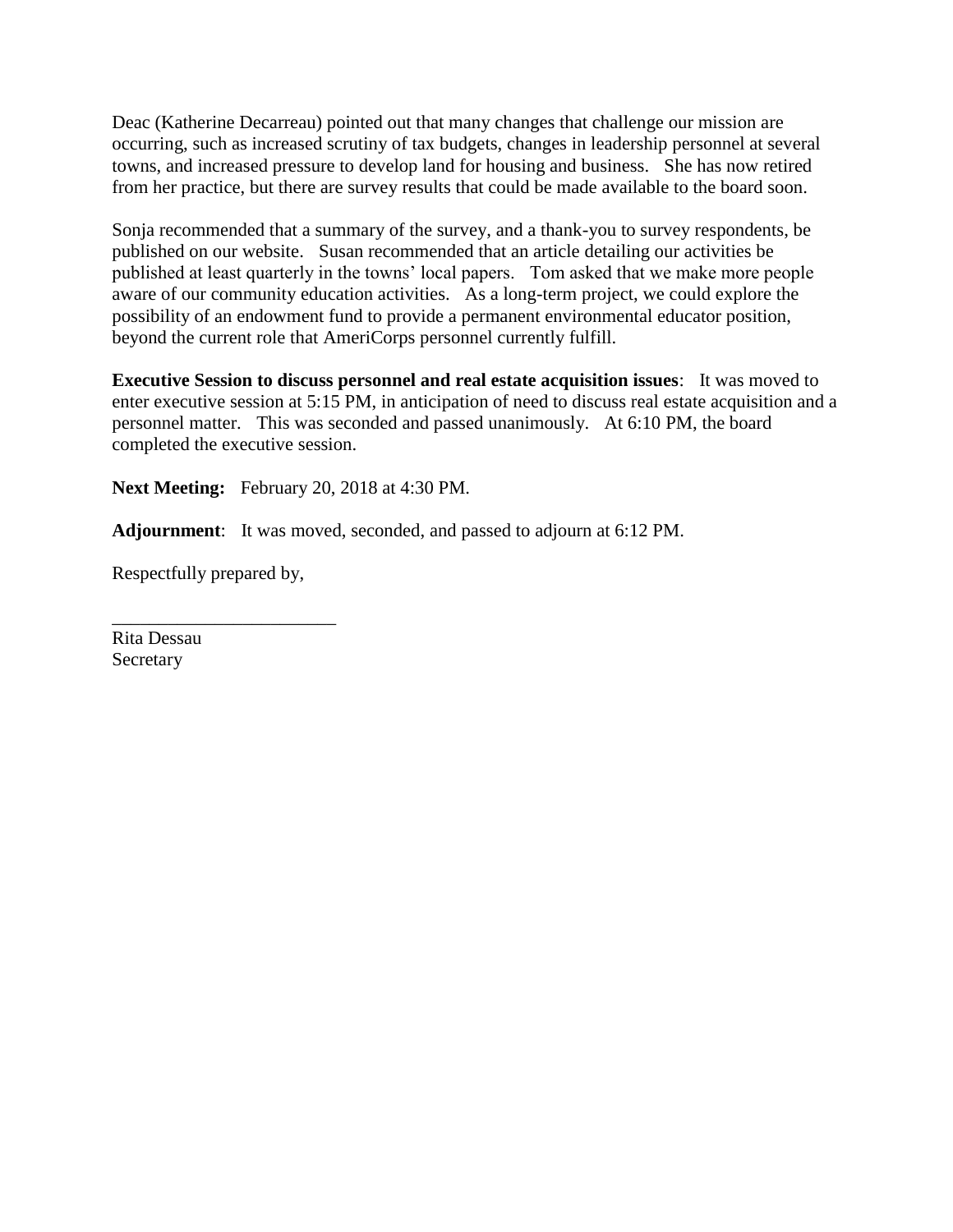Deac (Katherine Decarreau) pointed out that many changes that challenge our mission are occurring, such as increased scrutiny of tax budgets, changes in leadership personnel at several towns, and increased pressure to develop land for housing and business. She has now retired from her practice, but there are survey results that could be made available to the board soon.

Sonja recommended that a summary of the survey, and a thank-you to survey respondents, be published on our website. Susan recommended that an article detailing our activities be published at least quarterly in the towns' local papers. Tom asked that we make more people aware of our community education activities. As a long-term project, we could explore the possibility of an endowment fund to provide a permanent environmental educator position, beyond the current role that AmeriCorps personnel currently fulfill.

**Executive Session to discuss personnel and real estate acquisition issues**: It was moved to enter executive session at 5:15 PM, in anticipation of need to discuss real estate acquisition and a personnel matter. This was seconded and passed unanimously. At 6:10 PM, the board completed the executive session.

**Next Meeting:** February 20, 2018 at 4:30 PM.

**Adjournment**: It was moved, seconded, and passed to adjourn at 6:12 PM.

Respectfully prepared by,

\_\_\_\_\_\_\_\_\_\_\_\_\_\_\_\_\_\_\_\_\_\_\_\_\_

Rita Dessau
Secretary